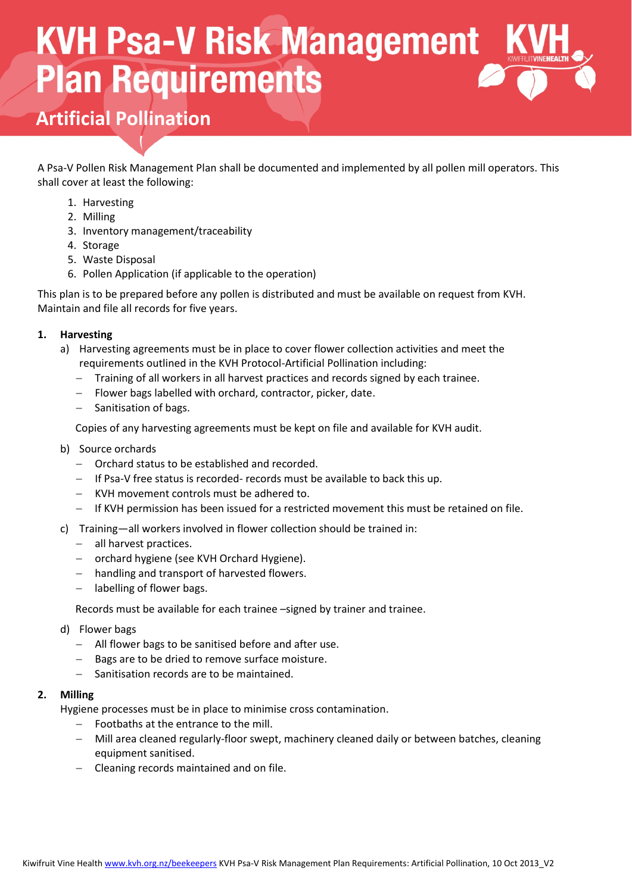# KVH Psa-V Risk Management Plan Requirements

## Artificial Pollination

A Psa-V Pollen Risk Management Plan shall be documented and implemented by all pollen mill operators. This shall cover at least the following:

1. Harvesting
2. Milling
3. Inventory management/traceability
4. Storage
5. Waste Disposal
6. Pollen Application (if applicable to the operation)

This plan is to be prepared before any pollen is distributed and must be available on request from KVH. Maintain and file all records for five years.

### 1. Harvesting

a) Harvesting agreements must be in place to cover flower collection activities and meet the requirements outlined in the KVH Protocol-Artificial Pollination including:
   - Training of all workers in all harvest practices and records signed by each trainee.
   - Flower bags labelled with orchard, contractor, picker, date.
   - Sanitisation of bags.

   Copies of any harvesting agreements must be kept on file and available for KVH audit.

b) Source orchards
   - Orchard status to be established and recorded.
   - If Psa-V free status is recorded- records must be available to back this up.
   - KVH movement controls must be adhered to.
   - If KVH permission has been issued for a restricted movement this must be retained on file.

c) Training—all workers involved in flower collection should be trained in:
   - all harvest practices.
   - orchard hygiene (see KVH Orchard Hygiene).
   - handling and transport of harvested flowers.
   - labelling of flower bags.

   Records must be available for each trainee –signed by trainer and trainee.

d) Flower bags
   - All flower bags to be sanitised before and after use.
   - Bags are to be dried to remove surface moisture.
   - Sanitisation records are to be maintained.

### 2. Milling

Hygiene processes must be in place to minimise cross contamination.

- Footbaths at the entrance to the mill.
- Mill area cleaned regularly-floor swept, machinery cleaned daily or between batches, cleaning equipment sanitised.
- Cleaning records maintained and on file.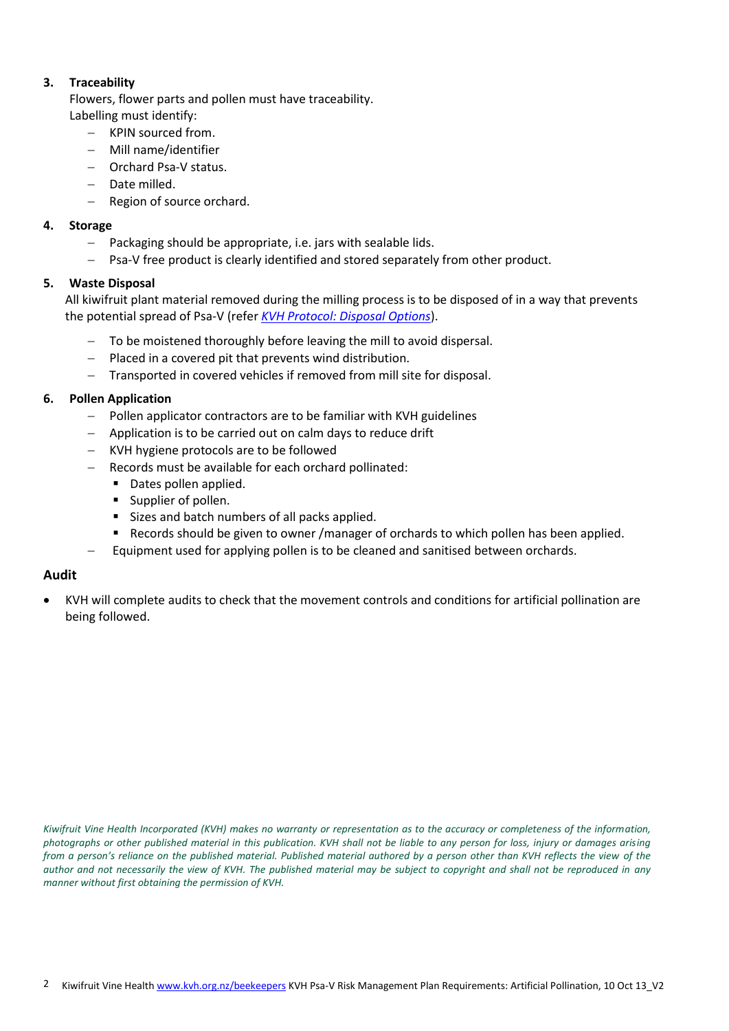### 3. Traceability

Flowers, flower parts and pollen must have traceability.
Labelling must identify:

- KPIN sourced from.
- Mill name/identifier
- Orchard Psa-V status.
- Date milled.
- Region of source orchard.

### 4. Storage

- Packaging should be appropriate, i.e. jars with sealable lids.
- Psa-V free product is clearly identified and stored separately from other product.

### 5. Waste Disposal

All kiwifruit plant material removed during the milling process is to be disposed of in a way that prevents the potential spread of Psa-V (refer *KVH Protocol: Disposal Options*).

- To be moistened thoroughly before leaving the mill to avoid dispersal.
- Placed in a covered pit that prevents wind distribution.
- Transported in covered vehicles if removed from mill site for disposal.

### 6. Pollen Application

- Pollen applicator contractors are to be familiar with KVH guidelines
- Application is to be carried out on calm days to reduce drift
- KVH hygiene protocols are to be followed
- Records must be available for each orchard pollinated:
  - Dates pollen applied.
  - Supplier of pollen.
  - Sizes and batch numbers of all packs applied.
  - Records should be given to owner /manager of orchards to which pollen has been applied.
- Equipment used for applying pollen is to be cleaned and sanitised between orchards.

## Audit

- KVH will complete audits to check that the movement controls and conditions for artificial pollination are being followed.

*Kiwifruit Vine Health Incorporated (KVH) makes no warranty or representation as to the accuracy or completeness of the information, photographs or other published material in this publication. KVH shall not be liable to any person for loss, injury or damages arising from a person's reliance on the published material. Published material authored by a person other than KVH reflects the view of the author and not necessarily the view of KVH. The published material may be subject to copyright and shall not be reproduced in any manner without first obtaining the permission of KVH.*